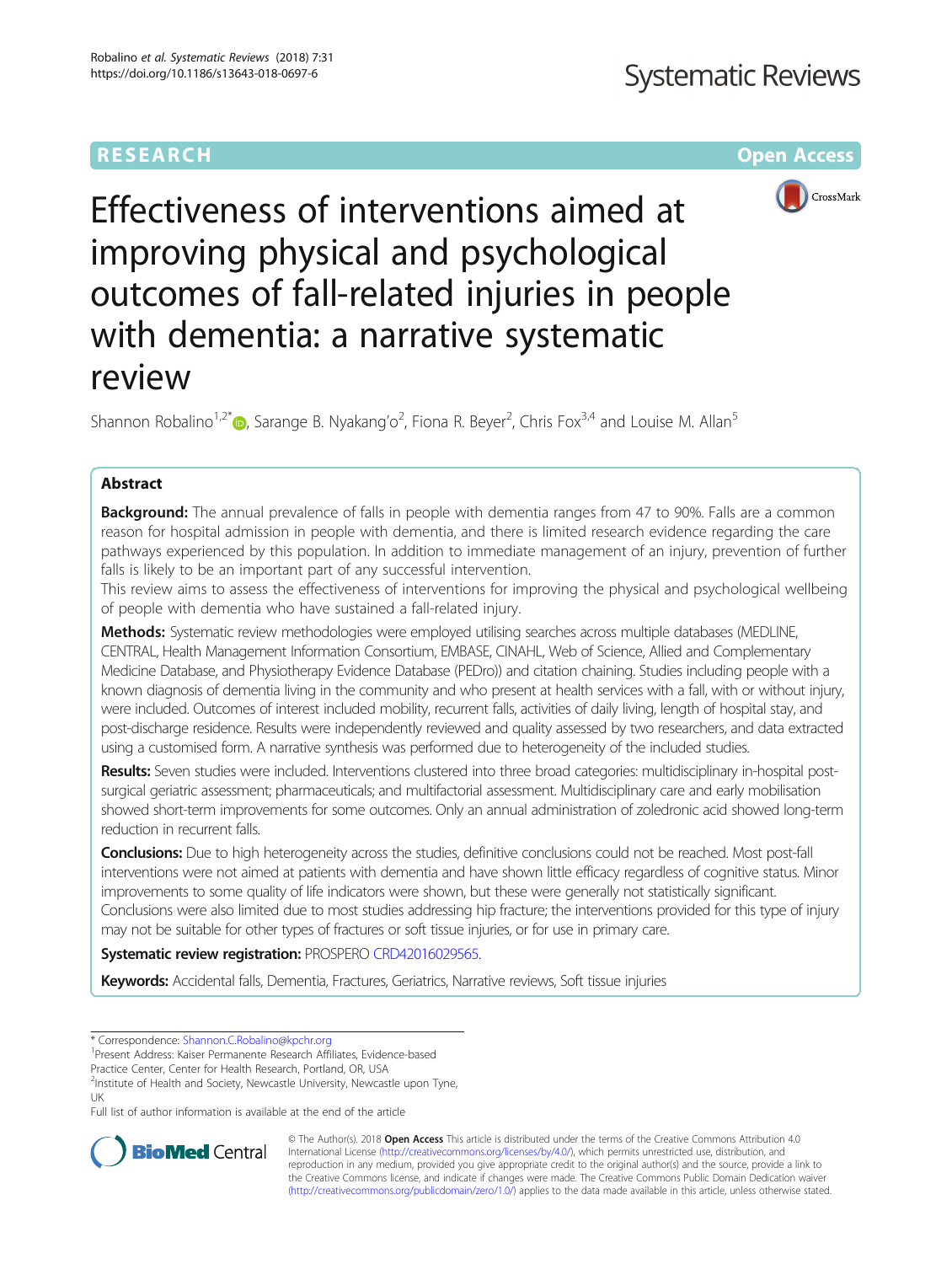RESEARCH Open Access

# Effectiveness of interventions aimed at improving physical and psychological outcomes of fall-related injuries in people with dementia: a narrative systematic review

Shannon Robalino[1,2*], Sarange B. Nyakang'o[2], Fiona R. Beyer[2], Chris Fox[3,4] and Louise M. Allan[5]

## Abstract

**Background:** The annual prevalence of falls in people with dementia ranges from 47 to 90%. Falls are a common reason for hospital admission in people with dementia, and there is limited research evidence regarding the care pathways experienced by this population. In addition to immediate management of an injury, prevention of further falls is likely to be an important part of any successful intervention.

This review aims to assess the effectiveness of interventions for improving the physical and psychological wellbeing of people with dementia who have sustained a fall-related injury.

**Methods:** Systematic review methodologies were employed utilising searches across multiple databases (MEDLINE, CENTRAL, Health Management Information Consortium, EMBASE, CINAHL, Web of Science, Allied and Complementary Medicine Database, and Physiotherapy Evidence Database (PEDro)) and citation chaining. Studies including people with a known diagnosis of dementia living in the community and who present at health services with a fall, with or without injury, were included. Outcomes of interest included mobility, recurrent falls, activities of daily living, length of hospital stay, and post-discharge residence. Results were independently reviewed and quality assessed by two researchers, and data extracted using a customised form. A narrative synthesis was performed due to heterogeneity of the included studies.

**Results:** Seven studies were included. Interventions clustered into three broad categories: multidisciplinary in-hospital post-surgical geriatric assessment; pharmaceuticals; and multifactorial assessment. Multidisciplinary care and early mobilisation showed short-term improvements for some outcomes. Only an annual administration of zoledronic acid showed long-term reduction in recurrent falls.

**Conclusions:** Due to high heterogeneity across the studies, definitive conclusions could not be reached. Most post-fall interventions were not aimed at patients with dementia and have shown little efficacy regardless of cognitive status. Minor improvements to some quality of life indicators were shown, but these were generally not statistically significant. Conclusions were also limited due to most studies addressing hip fracture; the interventions provided for this type of injury may not be suitable for other types of fractures or soft tissue injuries, or for use in primary care.

**Systematic review registration:** PROSPERO CRD42016029565.

**Keywords:** Accidental falls, Dementia, Fractures, Geriatrics, Narrative reviews, Soft tissue injuries

---

\* Correspondence: Shannon.C.Robalino@kpchr.org

[1]Present Address: Kaiser Permanente Research Affiliates, Evidence-based Practice Center, Center for Health Research, Portland, OR, USA

[2]Institute of Health and Society, Newcastle University, Newcastle upon Tyne, UK

Full list of author information is available at the end of the article

© The Author(s). 2018 **Open Access** This article is distributed under the terms of the Creative Commons Attribution 4.0 International License (http://creativecommons.org/licenses/by/4.0/), which permits unrestricted use, distribution, and reproduction in any medium, provided you give appropriate credit to the original author(s) and the source, provide a link to the Creative Commons license, and indicate if changes were made. The Creative Commons Public Domain Dedication waiver (http://creativecommons.org/publicdomain/zero/1.0/) applies to the data made available in this article, unless otherwise stated.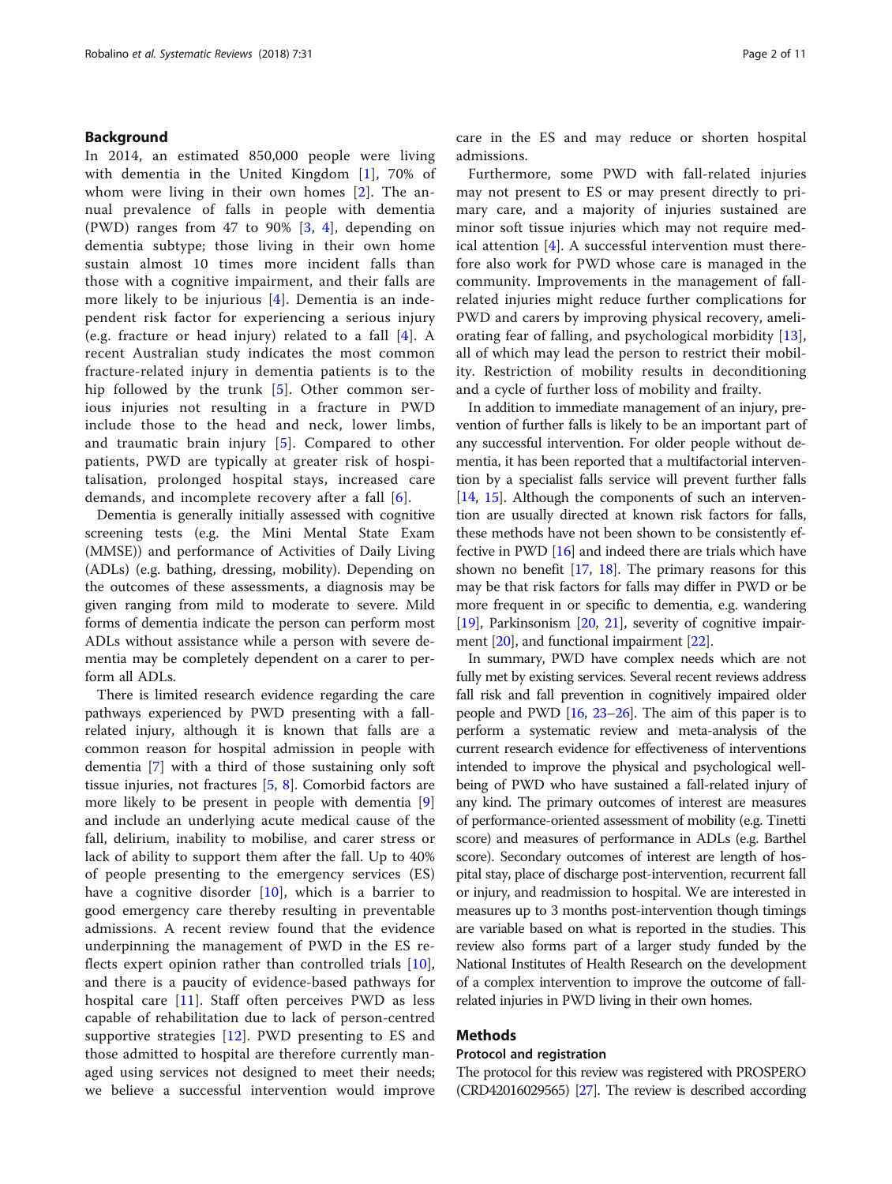## Background

In 2014, an estimated 850,000 people were living with dementia in the United Kingdom [1], 70% of whom were living in their own homes [2]. The annual prevalence of falls in people with dementia (PWD) ranges from 47 to 90% [3, 4], depending on dementia subtype; those living in their own home sustain almost 10 times more incident falls than those with a cognitive impairment, and their falls are more likely to be injurious [4]. Dementia is an independent risk factor for experiencing a serious injury (e.g. fracture or head injury) related to a fall [4]. A recent Australian study indicates the most common fracture-related injury in dementia patients is to the hip followed by the trunk [5]. Other common serious injuries not resulting in a fracture in PWD include those to the head and neck, lower limbs, and traumatic brain injury [5]. Compared to other patients, PWD are typically at greater risk of hospitalisation, prolonged hospital stays, increased care demands, and incomplete recovery after a fall [6].

Dementia is generally initially assessed with cognitive screening tests (e.g. the Mini Mental State Exam (MMSE)) and performance of Activities of Daily Living (ADLs) (e.g. bathing, dressing, mobility). Depending on the outcomes of these assessments, a diagnosis may be given ranging from mild to moderate to severe. Mild forms of dementia indicate the person can perform most ADLs without assistance while a person with severe dementia may be completely dependent on a carer to perform all ADLs.

There is limited research evidence regarding the care pathways experienced by PWD presenting with a fall-related injury, although it is known that falls are a common reason for hospital admission in people with dementia [7] with a third of those sustaining only soft tissue injuries, not fractures [5, 8]. Comorbid factors are more likely to be present in people with dementia [9] and include an underlying acute medical cause of the fall, delirium, inability to mobilise, and carer stress or lack of ability to support them after the fall. Up to 40% of people presenting to the emergency services (ES) have a cognitive disorder [10], which is a barrier to good emergency care thereby resulting in preventable admissions. A recent review found that the evidence underpinning the management of PWD in the ES reflects expert opinion rather than controlled trials [10], and there is a paucity of evidence-based pathways for hospital care [11]. Staff often perceives PWD as less capable of rehabilitation due to lack of person-centred supportive strategies [12]. PWD presenting to ES and those admitted to hospital are therefore currently managed using services not designed to meet their needs; we believe a successful intervention would improve care in the ES and may reduce or shorten hospital admissions.

Furthermore, some PWD with fall-related injuries may not present to ES or may present directly to primary care, and a majority of injuries sustained are minor soft tissue injuries which may not require medical attention [4]. A successful intervention must therefore also work for PWD whose care is managed in the community. Improvements in the management of fall-related injuries might reduce further complications for PWD and carers by improving physical recovery, ameliorating fear of falling, and psychological morbidity [13], all of which may lead the person to restrict their mobility. Restriction of mobility results in deconditioning and a cycle of further loss of mobility and frailty.

In addition to immediate management of an injury, prevention of further falls is likely to be an important part of any successful intervention. For older people without dementia, it has been reported that a multifactorial intervention by a specialist falls service will prevent further falls [14, 15]. Although the components of such an intervention are usually directed at known risk factors for falls, these methods have not been shown to be consistently effective in PWD [16] and indeed there are trials which have shown no benefit [17, 18]. The primary reasons for this may be that risk factors for falls may differ in PWD or be more frequent in or specific to dementia, e.g. wandering [19], Parkinsonism [20, 21], severity of cognitive impairment [20], and functional impairment [22].

In summary, PWD have complex needs which are not fully met by existing services. Several recent reviews address fall risk and fall prevention in cognitively impaired older people and PWD [16, 23–26]. The aim of this paper is to perform a systematic review and meta-analysis of the current research evidence for effectiveness of interventions intended to improve the physical and psychological wellbeing of PWD who have sustained a fall-related injury of any kind. The primary outcomes of interest are measures of performance-oriented assessment of mobility (e.g. Tinetti score) and measures of performance in ADLs (e.g. Barthel score). Secondary outcomes of interest are length of hospital stay, place of discharge post-intervention, recurrent fall or injury, and readmission to hospital. We are interested in measures up to 3 months post-intervention though timings are variable based on what is reported in the studies. This review also forms part of a larger study funded by the National Institutes of Health Research on the development of a complex intervention to improve the outcome of fall-related injuries in PWD living in their own homes.

## Methods

### Protocol and registration

The protocol for this review was registered with PROSPERO (CRD42016029565) [27]. The review is described according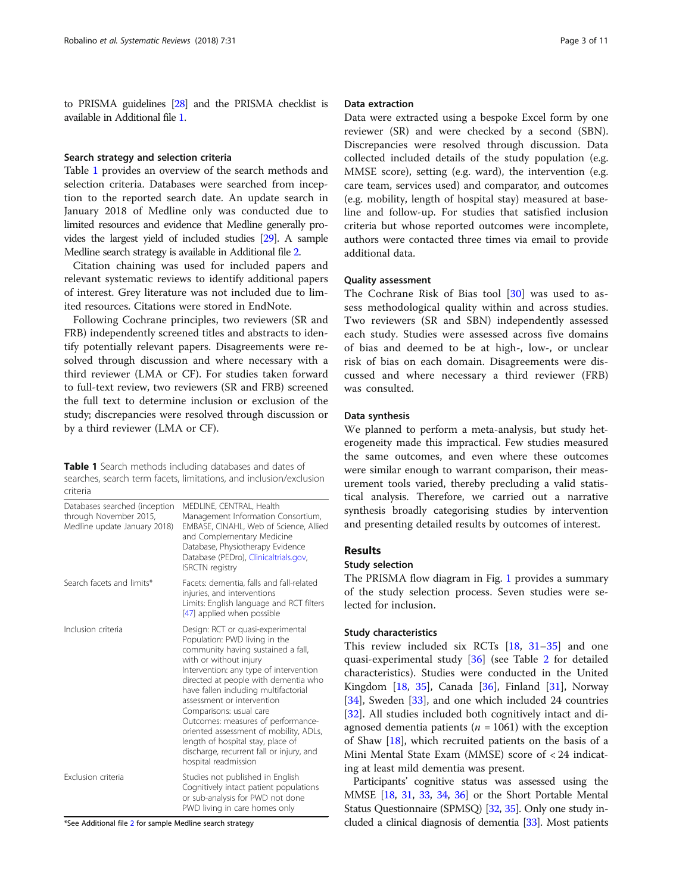to PRISMA guidelines [28] and the PRISMA checklist is available in Additional file 1.

### Search strategy and selection criteria

Table 1 provides an overview of the search methods and selection criteria. Databases were searched from inception to the reported search date. An update search in January 2018 of Medline only was conducted due to limited resources and evidence that Medline generally provides the largest yield of included studies [29]. A sample Medline search strategy is available in Additional file 2.

Citation chaining was used for included papers and relevant systematic reviews to identify additional papers of interest. Grey literature was not included due to limited resources. Citations were stored in EndNote.

Following Cochrane principles, two reviewers (SR and FRB) independently screened titles and abstracts to identify potentially relevant papers. Disagreements were resolved through discussion and where necessary with a third reviewer (LMA or CF). For studies taken forward to full-text review, two reviewers (SR and FRB) screened the full text to determine inclusion or exclusion of the study; discrepancies were resolved through discussion or by a third reviewer (LMA or CF).

**Table 1** Search methods including databases and dates of searches, search term facets, limitations, and inclusion/exclusion criteria

| | |
|---|---|
| Databases searched (inception through November 2015, Medline update January 2018) | MEDLINE, CENTRAL, Health Management Information Consortium, EMBASE, CINAHL, Web of Science, Allied and Complementary Medicine Database, Physiotherapy Evidence Database (PEDro), Clinicaltrials.gov, ISRCTN registry |
| Search facets and limits* | Facets: dementia, falls and fall-related injuries, and interventions<br>Limits: English language and RCT filters [47] applied when possible |
| Inclusion criteria | Design: RCT or quasi-experimental<br>Population: PWD living in the community having sustained a fall, with or without injury<br>Intervention: any type of intervention directed at people with dementia who have fallen including multifactorial assessment or intervention<br>Comparisons: usual care<br>Outcomes: measures of performance-oriented assessment of mobility, ADLs, length of hospital stay, place of discharge, recurrent fall or injury, and hospital readmission |
| Exclusion criteria | Studies not published in English<br>Cognitively intact patient populations or sub-analysis for PWD not done<br>PWD living in care homes only |

*See Additional file 2 for sample Medline search strategy

### Data extraction

Data were extracted using a bespoke Excel form by one reviewer (SR) and were checked by a second (SBN). Discrepancies were resolved through discussion. Data collected included details of the study population (e.g. MMSE score), setting (e.g. ward), the intervention (e.g. care team, services used) and comparator, and outcomes (e.g. mobility, length of hospital stay) measured at baseline and follow-up. For studies that satisfied inclusion criteria but whose reported outcomes were incomplete, authors were contacted three times via email to provide additional data.

### Quality assessment

The Cochrane Risk of Bias tool [30] was used to assess methodological quality within and across studies. Two reviewers (SR and SBN) independently assessed each study. Studies were assessed across five domains of bias and deemed to be at high-, low-, or unclear risk of bias on each domain. Disagreements were discussed and where necessary a third reviewer (FRB) was consulted.

### Data synthesis

We planned to perform a meta-analysis, but study heterogeneity made this impractical. Few studies measured the same outcomes, and even where these outcomes were similar enough to warrant comparison, their measurement tools varied, thereby precluding a valid statistical analysis. Therefore, we carried out a narrative synthesis broadly categorising studies by intervention and presenting detailed results by outcomes of interest.

## Results

### Study selection

The PRISMA flow diagram in Fig. 1 provides a summary of the study selection process. Seven studies were selected for inclusion.

### Study characteristics

This review included six RCTs [18, 31–35] and one quasi-experimental study [36] (see Table 2 for detailed characteristics). Studies were conducted in the United Kingdom [18, 35], Canada [36], Finland [31], Norway [34], Sweden [33], and one which included 24 countries [32]. All studies included both cognitively intact and diagnosed dementia patients ($n$ = 1061) with the exception of Shaw [18], which recruited patients on the basis of a Mini Mental State Exam (MMSE) score of < 24 indicating at least mild dementia was present.

Participants' cognitive status was assessed using the MMSE [18, 31, 33, 34, 36] or the Short Portable Mental Status Questionnaire (SPMSQ) [32, 35]. Only one study included a clinical diagnosis of dementia [33]. Most patients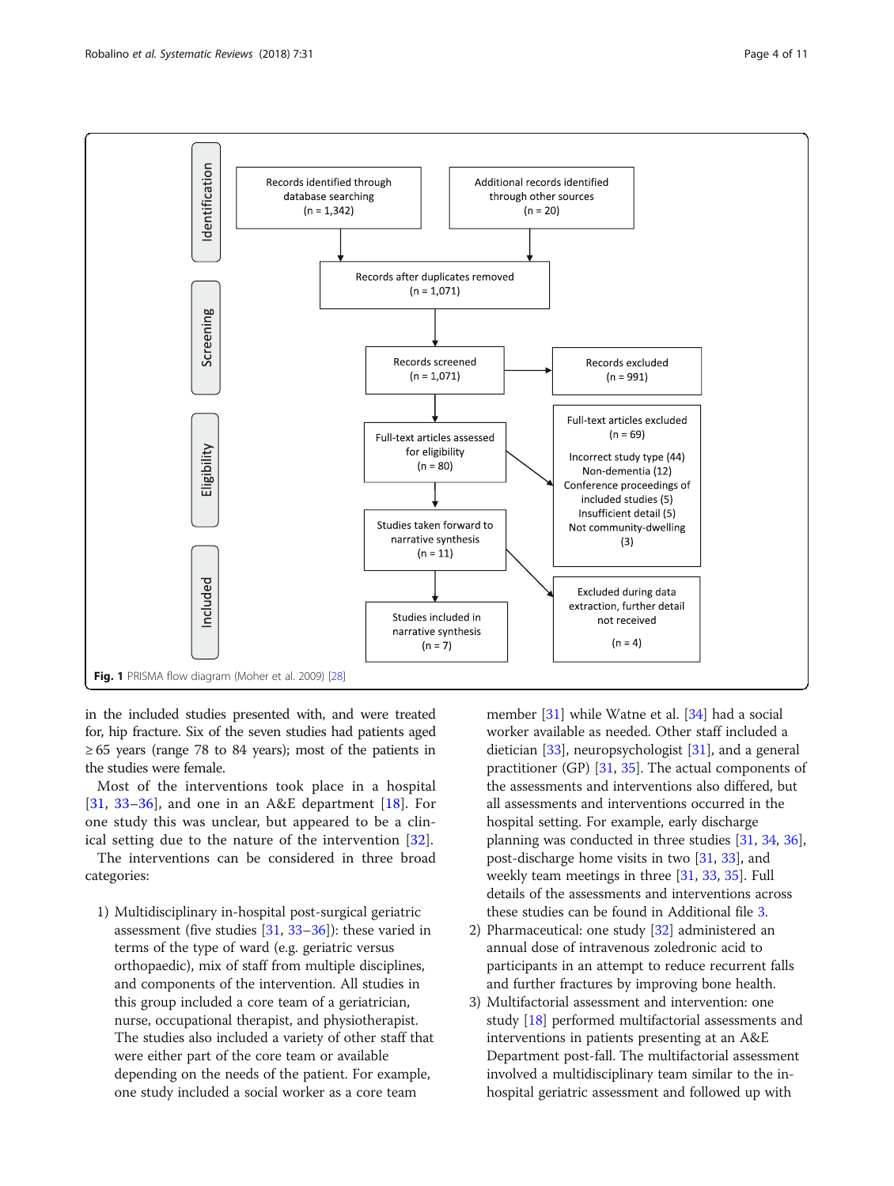Identification

Records identified through database searching (n = 1,342)

Additional records identified through other sources (n = 20)

Records after duplicates removed (n = 1,071)

Screening

Records screened (n = 1,071)

Records excluded (n = 991)

Eligibility

Full-text articles assessed for eligibility (n = 80)

Full-text articles excluded (n = 69)

Incorrect study type (44)
Non-dementia (12)
Conference proceedings of included studies (5)
Insufficient detail (5)
Not community-dwelling (3)

Included

Studies taken forward to narrative synthesis (n = 11)

Excluded during data extraction, further detail not received (n = 4)

Studies included in narrative synthesis (n = 7)

**Fig. 1** PRISMA flow diagram (Moher et al. 2009) [28]

in the included studies presented with, and were treated for, hip fracture. Six of the seven studies had patients aged ≥ 65 years (range 78 to 84 years); most of the patients in the studies were female.

Most of the interventions took place in a hospital [31, 33–36], and one in an A&E department [18]. For one study this was unclear, but appeared to be a clinical setting due to the nature of the intervention [32].

The interventions can be considered in three broad categories:

1) Multidisciplinary in-hospital post-surgical geriatric assessment (five studies [31, 33–36]): these varied in terms of the type of ward (e.g. geriatric versus orthopaedic), mix of staff from multiple disciplines, and components of the intervention. All studies in this group included a core team of a geriatrician, nurse, occupational therapist, and physiotherapist. The studies also included a variety of other staff that were either part of the core team or available depending on the needs of the patient. For example, one study included a social worker as a core team member [31] while Watne et al. [34] had a social worker available as needed. Other staff included a dietician [33], neuropsychologist [31], and a general practitioner (GP) [31, 35]. The actual components of the assessments and interventions also differed, but all assessments and interventions occurred in the hospital setting. For example, early discharge planning was conducted in three studies [31, 34, 36], post-discharge home visits in two [31, 33], and weekly team meetings in three [31, 33, 35]. Full details of the assessments and interventions across these studies can be found in Additional file 3.
2) Pharmaceutical: one study [32] administered an annual dose of intravenous zoledronic acid to participants in an attempt to reduce recurrent falls and further fractures by improving bone health.
3) Multifactorial assessment and intervention: one study [18] performed multifactorial assessments and interventions in patients presenting at an A&E Department post-fall. The multifactorial assessment involved a multidisciplinary team similar to the in-hospital geriatric assessment and followed up with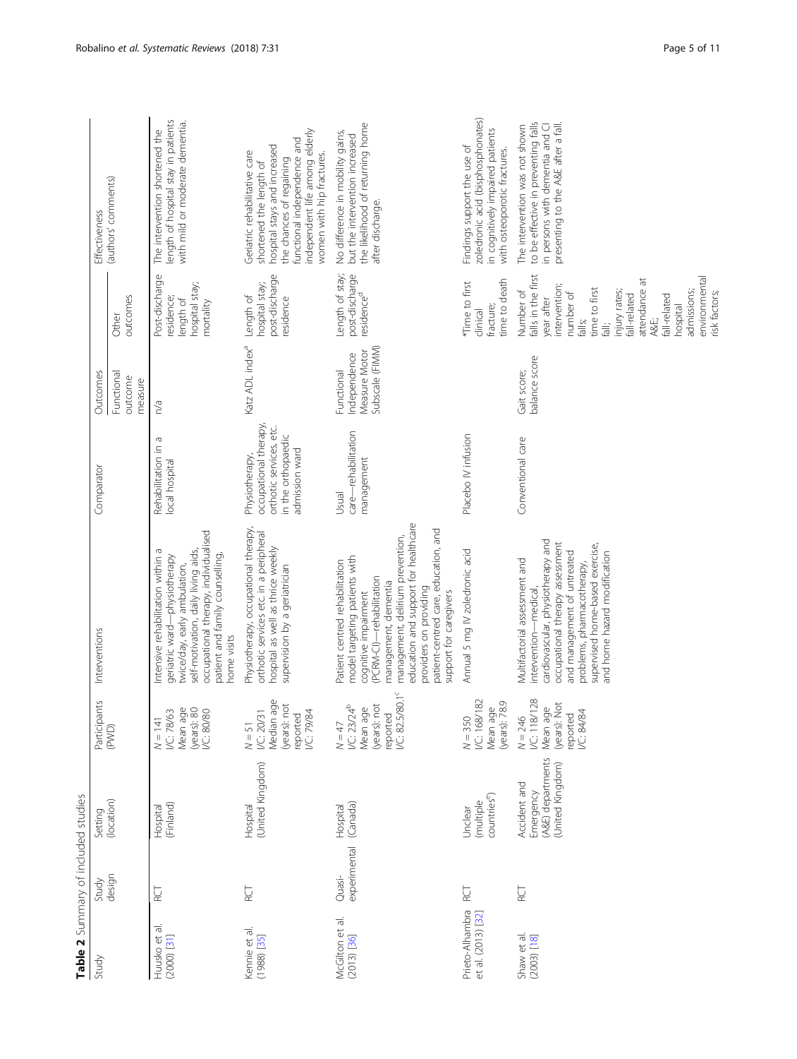**Table 2** Summary of included studies

| Study | Study design | Setting (location) | Participants (PWD) | Interventions | Comparator | Outcomes | | Effectiveness (authors' comments) |
|---|---|---|---|---|---|---|---|---|
| | | | | | | Functional outcome measure | Other outcomes | |
| Huusko et al. (2000) [31] | RCT | Hospital (Finland) | N = 141 I/C: 78/63 Mean age (years): 80 I/C: 80/80 | Intensive rehabilitation within a geriatric ward—physiotherapy twice/day, early ambulation, self-motivation, daily living aids, occupational therapy, individualised patient and family counselling, home visits | Rehabilitation in a local hospital | n/a | Post-discharge residence; length of hospital stay; mortality | The intervention shortened the length of hospital stay in patients with mild or moderate dementia. |
| Kennie et al. (1988) [35] | RCT | Hospital (United Kingdom) | N = 51 I/C: 20/31 Median age (years): not reported I/C: 79/84 | Physiotherapy, occupational therapy, orthotic services etc. in a peripheral hospital as well as thrice weekly supervision by a geriatrician | Physiotherapy, occupational therapy, orthotic services, etc. in the orthopaedic admission ward | Katz ADL index[a] | Length of hospital stay; post-discharge residence | Geriatric rehabilitative care shortened the length of hospital stays and increased the chances of regaining functional independence and independent life among elderly women with hip fractures. |
| McGilton et al. (2013) [36] | Quasi-experimental | Hospital (Canada) | N = 47 I/C: 23/24[b] Mean age (years): not reported I/C: 82.5/80.1[c] | Patient centred rehabilitation model targeting patients with cognitive impairment (PCRM-CI)—rehabilitation management, dementia management, delirium prevention, education and support for healthcare providers on providing patient-centred care, education, and support for caregivers | Usual care—rehabilitation management | Functional Independence Measure Motor Subscale (FIMM) | Length of stay; post-discharge residence[d] | No difference in mobility gains, but the intervention increased the likelihood of returning home after discharge. |
| Prieto-Alhambra et al. (2013) [32] | RCT | Unclear (multiple countries[e]) | N = 350 I/C: 168/182 Mean age (years): 78.9 | Annual 5 mg IV zoledronic acid | Placebo IV infusion | | *Time to first clinical fracture; time to death | Findings support the use of zoledronic acid (bisphosphonates) in cognitively impaired patients with osteoporotic fractures. |
| Shaw et al. (2003) [18] | RCT | Accident and Emergency (A&E) departments (United Kingdom) | N = 246 I/C: 118/128 Mean age (years): Not reported I/C: 84/84 | Multifactorial assessment and intervention—medical, cardiovascular, physiotherapy and occupational therapy assessment and management of untreated problems, pharmacotherapy, supervised home-based exercise, and home hazard modification | Conventional care | Gait score; balance score | Number of falls in the first year after intervention; number of falls; time to first fall; injury rates; fall-related attendance at A&E; fall-related hospital admissions; environmental risk factors; | The intervention was not shown to be effective in preventing falls in persons with dementia and CI presenting to the A&E after a fall. |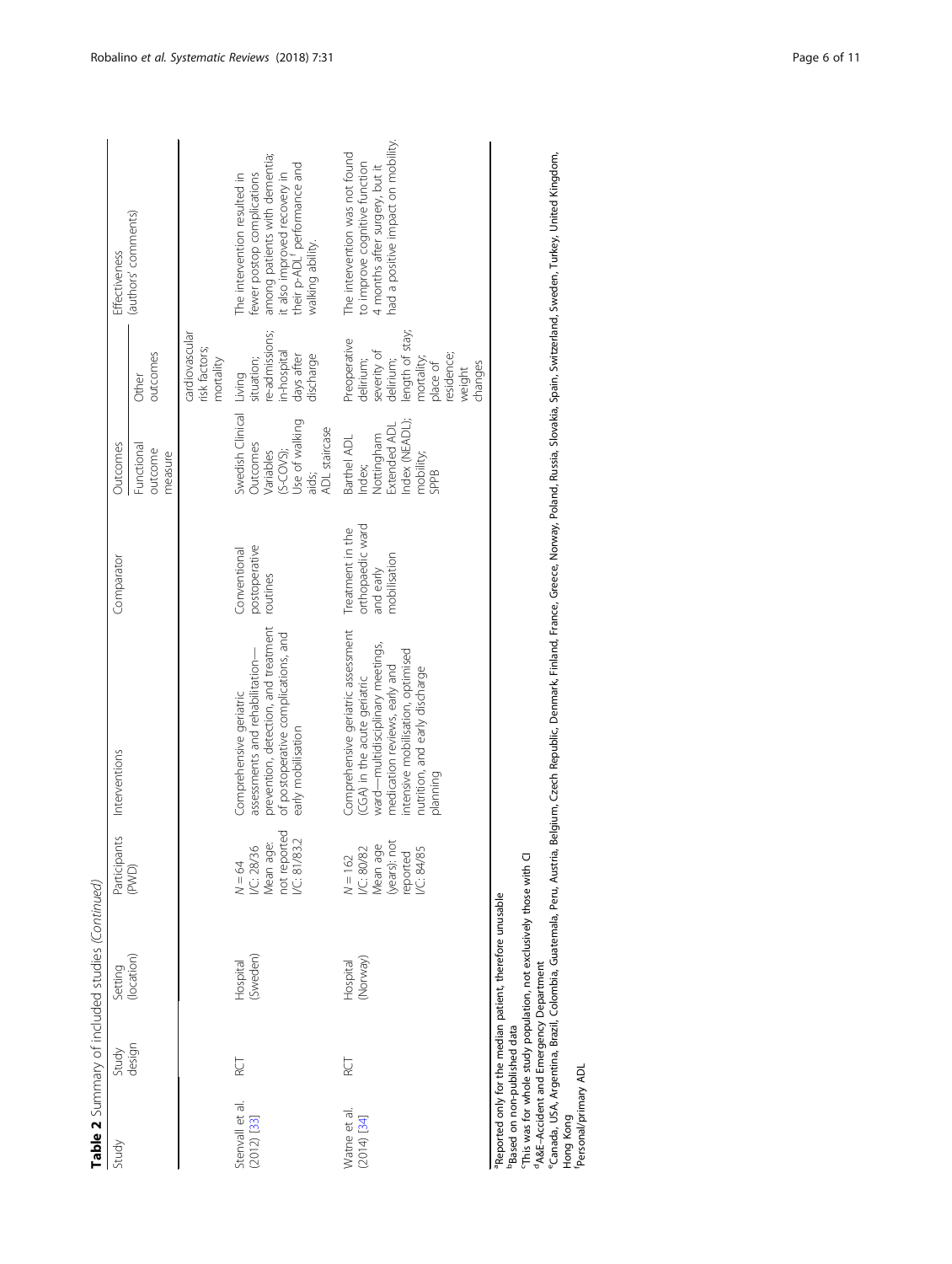**Table 2** Summary of included studies *(Continued)*

| Study | Study design | Setting (location) | Participants (PWD) | Interventions | Comparator | Outcomes | | Effectiveness (authors' comments) |
|---|---|---|---|---|---|---|---|---|
| | | | | | | Functional outcome measure | Other outcomes | |
| | | | | | | | cardiovascular risk factors; mortality | |
| Stenvall et al. (2012) [33] | RCT | Hospital (Sweden) | N = 64<br>I/C: 28/36<br>Mean age: not reported<br>I/C: 81/83.2 | Comprehensive geriatric assessments and rehabilitation—prevention, detection, and treatment of postoperative complications, and early mobilisation | Conventional postoperative routines | Swedish Clinical Outcomes Variables (S-COVS); Use of walking aids; ADL staircase | Living situation; re-admissions; in-hospital days after discharge | The intervention resulted in fewer postop complications among patients with dementia; it also improved recovery in their p-ADL[f] performance and walking ability. |
| Watne et al. (2014) [34] | RCT | Hospital (Norway) | N = 162<br>I/C: 80/82<br>Mean age (years): not reported<br>I/C: 84/85 | Comprehensive geriatric assessment (CGA) in the acute geriatric ward—multidisciplinary meetings, medication reviews, early and intensive mobilisation, optimised nutrition, and early discharge planning | Treatment in the orthopaedic ward and early mobilisation | Barthel ADL Index; Nottingham Extended ADL Index (NEADL); mobility; SPPB | Preoperative delirium; severity of delirium; length of stay; mortality; place of residence; weight changes | The intervention was not found to improve cognitive function 4 months after surgery, but it had a positive impact on mobility. |

[a]Reported only for the median patient, therefore unusable
[b]Based on non-published data
[c]This was for whole study population, not exclusively those with CI
[d]A&E–Accident and Emergency Department
[e]Canada, USA, Argentina, Brazil, Colombia, Guatemala, Peru, Austria, Belgium, Czech Republic, Denmark, Finland, France, Greece, Norway, Poland, Russia, Slovakia, Spain, Switzerland, Sweden, Turkey, United Kingdom, Hong Kong
[f]Personal/primary ADL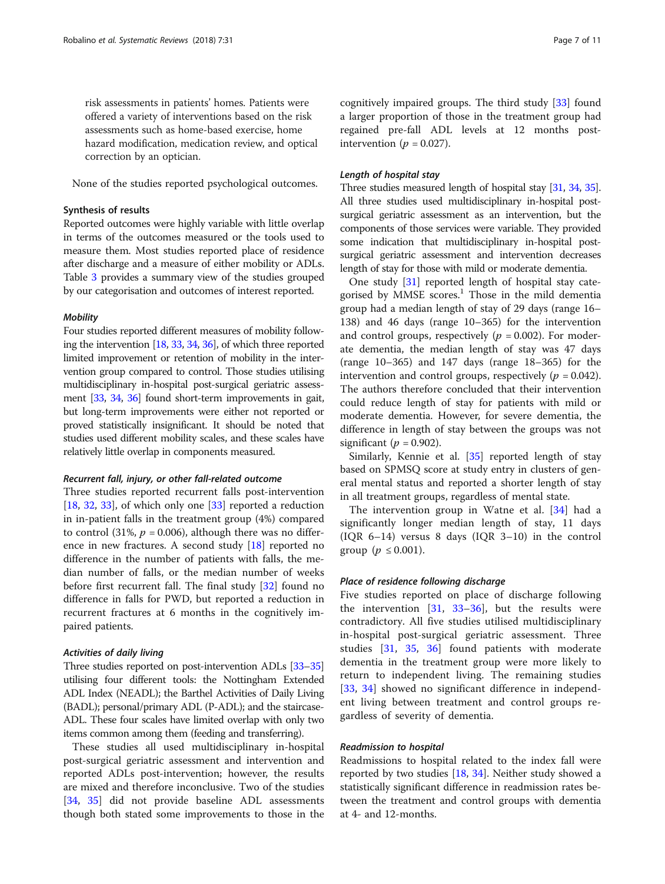risk assessments in patients' homes. Patients were offered a variety of interventions based on the risk assessments such as home-based exercise, home hazard modification, medication review, and optical correction by an optician.

None of the studies reported psychological outcomes.

### Synthesis of results

Reported outcomes were highly variable with little overlap in terms of the outcomes measured or the tools used to measure them. Most studies reported place of residence after discharge and a measure of either mobility or ADLs. Table 3 provides a summary view of the studies grouped by our categorisation and outcomes of interest reported.

#### *Mobility*

Four studies reported different measures of mobility following the intervention [18, 33, 34, 36], of which three reported limited improvement or retention of mobility in the intervention group compared to control. Those studies utilising multidisciplinary in-hospital post-surgical geriatric assessment [33, 34, 36] found short-term improvements in gait, but long-term improvements were either not reported or proved statistically insignificant. It should be noted that studies used different mobility scales, and these scales have relatively little overlap in components measured.

#### *Recurrent fall, injury, or other fall-related outcome*

Three studies reported recurrent falls post-intervention [18, 32, 33], of which only one [33] reported a reduction in in-patient falls in the treatment group (4%) compared to control (31%, $p = 0.006$), although there was no difference in new fractures. A second study [18] reported no difference in the number of patients with falls, the median number of falls, or the median number of weeks before first recurrent fall. The final study [32] found no difference in falls for PWD, but reported a reduction in recurrent fractures at 6 months in the cognitively impaired patients.

#### *Activities of daily living*

Three studies reported on post-intervention ADLs [33–35] utilising four different tools: the Nottingham Extended ADL Index (NEADL); the Barthel Activities of Daily Living (BADL); personal/primary ADL (P-ADL); and the staircase-ADL. These four scales have limited overlap with only two items common among them (feeding and transferring).

These studies all used multidisciplinary in-hospital post-surgical geriatric assessment and intervention and reported ADLs post-intervention; however, the results are mixed and therefore inconclusive. Two of the studies [34, 35] did not provide baseline ADL assessments though both stated some improvements to those in the cognitively impaired groups. The third study [33] found a larger proportion of those in the treatment group had regained pre-fall ADL levels at 12 months post-intervention ($p = 0.027$).

#### *Length of hospital stay*

Three studies measured length of hospital stay [31, 34, 35]. All three studies used multidisciplinary in-hospital post-surgical geriatric assessment as an intervention, but the components of those services were variable. They provided some indication that multidisciplinary in-hospital post-surgical geriatric assessment and intervention decreases length of stay for those with mild or moderate dementia.

One study [31] reported length of hospital stay categorised by MMSE scores.[1] Those in the mild dementia group had a median length of stay of 29 days (range 16–138) and 46 days (range 10–365) for the intervention and control groups, respectively ($p = 0.002$). For moderate dementia, the median length of stay was 47 days (range 10–365) and 147 days (range 18–365) for the intervention and control groups, respectively ($p = 0.042$). The authors therefore concluded that their intervention could reduce length of stay for patients with mild or moderate dementia. However, for severe dementia, the difference in length of stay between the groups was not significant ($p = 0.902$).

Similarly, Kennie et al. [35] reported length of stay based on SPMSQ score at study entry in clusters of general mental status and reported a shorter length of stay in all treatment groups, regardless of mental state.

The intervention group in Watne et al. [34] had a significantly longer median length of stay, 11 days (IQR 6–14) versus 8 days (IQR 3–10) in the control group ($p \leq 0.001$).

#### *Place of residence following discharge*

Five studies reported on place of discharge following the intervention [31, 33–36], but the results were contradictory. All five studies utilised multidisciplinary in-hospital post-surgical geriatric assessment. Three studies [31, 35, 36] found patients with moderate dementia in the treatment group were more likely to return to independent living. The remaining studies [33, 34] showed no significant difference in independent living between treatment and control groups regardless of severity of dementia.

#### *Readmission to hospital*

Readmissions to hospital related to the index fall were reported by two studies [18, 34]. Neither study showed a statistically significant difference in readmission rates between the treatment and control groups with dementia at 4- and 12-months.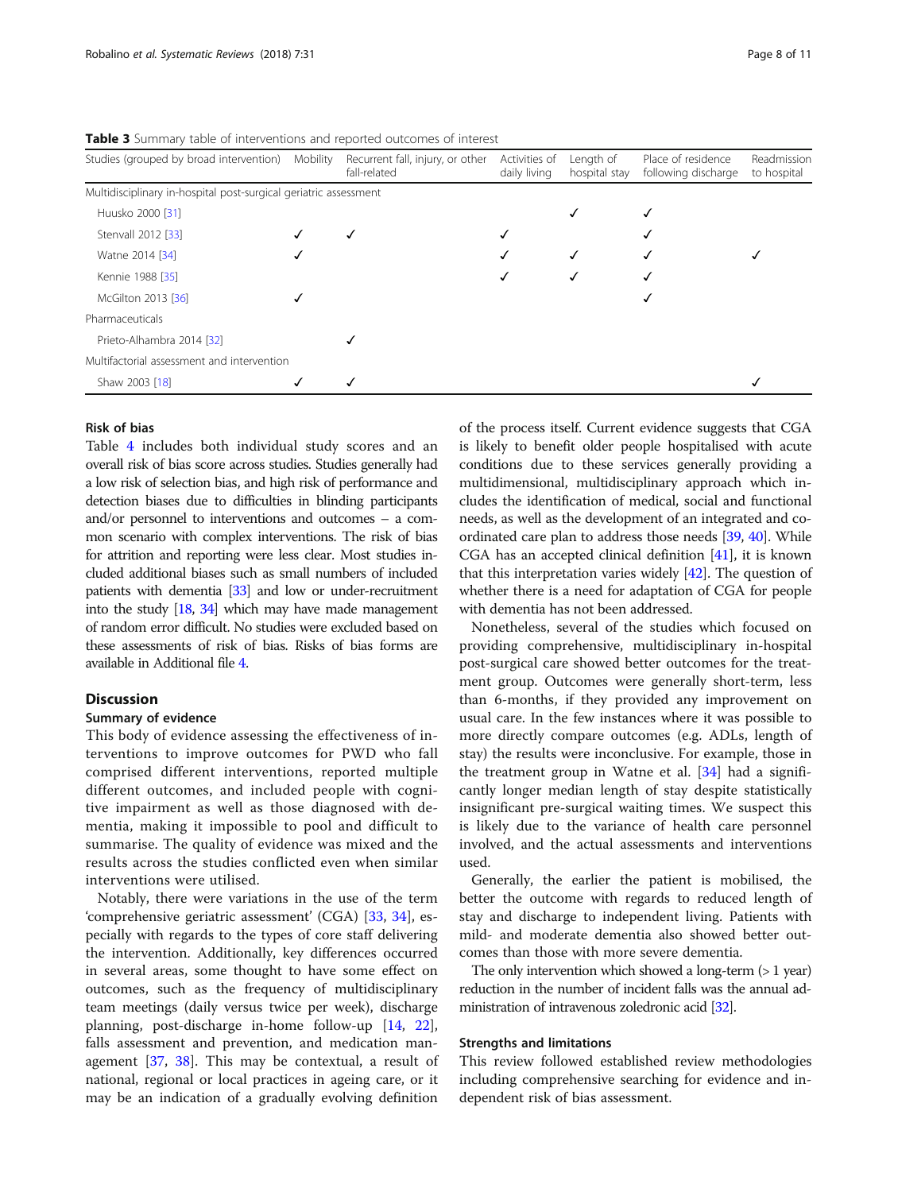**Table 3** Summary table of interventions and reported outcomes of interest

| Studies (grouped by broad intervention) | Mobility | Recurrent fall, injury, or other fall-related | Activities of daily living | Length of hospital stay | Place of residence following discharge | Readmission to hospital |
|---|---|---|---|---|---|---|
| Multidisciplinary in-hospital post-surgical geriatric assessment | | | | | | |
| Huusko 2000 [31] | | | | ✓ | ✓ | |
| Stenvall 2012 [33] | ✓ | ✓ | ✓ | | ✓ | |
| Watne 2014 [34] | ✓ | | ✓ | ✓ | ✓ | ✓ |
| Kennie 1988 [35] | | | ✓ | ✓ | ✓ | |
| McGilton 2013 [36] | ✓ | | | | ✓ | |
| Pharmaceuticals | | | | | | |
| Prieto-Alhambra 2014 [32] | | ✓ | | | | |
| Multifactorial assessment and intervention | | | | | | |
| Shaw 2003 [18] | ✓ | ✓ | | | | ✓ |

### Risk of bias

Table 4 includes both individual study scores and an overall risk of bias score across studies. Studies generally had a low risk of selection bias, and high risk of performance and detection biases due to difficulties in blinding participants and/or personnel to interventions and outcomes – a common scenario with complex interventions. The risk of bias for attrition and reporting were less clear. Most studies included additional biases such as small numbers of included patients with dementia [33] and low or under-recruitment into the study [18, 34] which may have made management of random error difficult. No studies were excluded based on these assessments of risk of bias. Risks of bias forms are available in Additional file 4.

## Discussion

### Summary of evidence

This body of evidence assessing the effectiveness of interventions to improve outcomes for PWD who fall comprised different interventions, reported multiple different outcomes, and included people with cognitive impairment as well as those diagnosed with dementia, making it impossible to pool and difficult to summarise. The quality of evidence was mixed and the results across the studies conflicted even when similar interventions were utilised.

Notably, there were variations in the use of the term 'comprehensive geriatric assessment' (CGA) [33, 34], especially with regards to the types of core staff delivering the intervention. Additionally, key differences occurred in several areas, some thought to have some effect on outcomes, such as the frequency of multidisciplinary team meetings (daily versus twice per week), discharge planning, post-discharge in-home follow-up [14, 22], falls assessment and prevention, and medication management [37, 38]. This may be contextual, a result of national, regional or local practices in ageing care, or it may be an indication of a gradually evolving definition of the process itself. Current evidence suggests that CGA is likely to benefit older people hospitalised with acute conditions due to these services generally providing a multidimensional, multidisciplinary approach which includes the identification of medical, social and functional needs, as well as the development of an integrated and co-ordinated care plan to address those needs [39, 40]. While CGA has an accepted clinical definition [41], it is known that this interpretation varies widely [42]. The question of whether there is a need for adaptation of CGA for people with dementia has not been addressed.

Nonetheless, several of the studies which focused on providing comprehensive, multidisciplinary in-hospital post-surgical care showed better outcomes for the treatment group. Outcomes were generally short-term, less than 6-months, if they provided any improvement on usual care. In the few instances where it was possible to more directly compare outcomes (e.g. ADLs, length of stay) the results were inconclusive. For example, those in the treatment group in Watne et al. [34] had a significantly longer median length of stay despite statistically insignificant pre-surgical waiting times. We suspect this is likely due to the variance of health care personnel involved, and the actual assessments and interventions used.

Generally, the earlier the patient is mobilised, the better the outcome with regards to reduced length of stay and discharge to independent living. Patients with mild- and moderate dementia also showed better outcomes than those with more severe dementia.

The only intervention which showed a long-term (> 1 year) reduction in the number of incident falls was the annual administration of intravenous zoledronic acid [32].

### Strengths and limitations

This review followed established review methodologies including comprehensive searching for evidence and independent risk of bias assessment.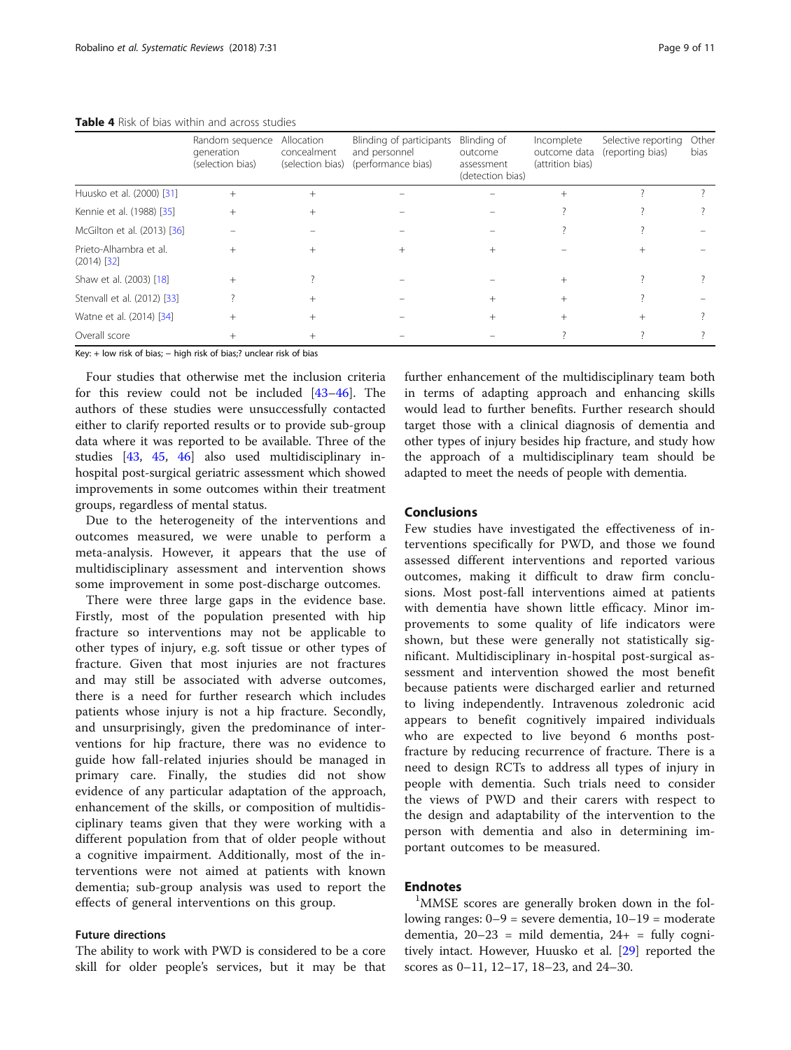**Table 4** Risk of bias within and across studies

| | Random sequence generation (selection bias) | Allocation concealment (selection bias) | Blinding of participants and personnel (performance bias) | Blinding of outcome assessment (detection bias) | Incomplete outcome data (attrition bias) | Selective reporting (reporting bias) | Other bias |
|---|---|---|---|---|---|---|---|
| Huusko et al. (2000) [31] | + | + | – | – | + | ? | ? |
| Kennie et al. (1988) [35] | + | + | – | – | ? | ? | ? |
| McGilton et al. (2013) [36] | – | – | – | – | ? | ? | – |
| Prieto-Alhambra et al. (2014) [32] | + | + | + | + | – | + | – |
| Shaw et al. (2003) [18] | + | ? | – | – | + | ? | ? |
| Stenvall et al. (2012) [33] | ? | + | – | + | + | ? | – |
| Watne et al. (2014) [34] | + | + | – | + | + | + | ? |
| Overall score | + | + | – | – | ? | ? | ? |

Key: + low risk of bias; – high risk of bias;? unclear risk of bias

Four studies that otherwise met the inclusion criteria for this review could not be included [43–46]. The authors of these studies were unsuccessfully contacted either to clarify reported results or to provide sub-group data where it was reported to be available. Three of the studies [43, 45, 46] also used multidisciplinary in-hospital post-surgical geriatric assessment which showed improvements in some outcomes within their treatment groups, regardless of mental status.

Due to the heterogeneity of the interventions and outcomes measured, we were unable to perform a meta-analysis. However, it appears that the use of multidisciplinary assessment and intervention shows some improvement in some post-discharge outcomes.

There were three large gaps in the evidence base. Firstly, most of the population presented with hip fracture so interventions may not be applicable to other types of injury, e.g. soft tissue or other types of fracture. Given that most injuries are not fractures and may still be associated with adverse outcomes, there is a need for further research which includes patients whose injury is not a hip fracture. Secondly, and unsurprisingly, given the predominance of interventions for hip fracture, there was no evidence to guide how fall-related injuries should be managed in primary care. Finally, the studies did not show evidence of any particular adaptation of the approach, enhancement of the skills, or composition of multidisciplinary teams given that they were working with a different population from that of older people without a cognitive impairment. Additionally, most of the interventions were not aimed at patients with known dementia; sub-group analysis was used to report the effects of general interventions on this group.

### Future directions

The ability to work with PWD is considered to be a core skill for older people's services, but it may be that further enhancement of the multidisciplinary team both in terms of adapting approach and enhancing skills would lead to further benefits. Further research should target those with a clinical diagnosis of dementia and other types of injury besides hip fracture, and study how the approach of a multidisciplinary team should be adapted to meet the needs of people with dementia.

## Conclusions

Few studies have investigated the effectiveness of interventions specifically for PWD, and those we found assessed different interventions and reported various outcomes, making it difficult to draw firm conclusions. Most post-fall interventions aimed at patients with dementia have shown little efficacy. Minor improvements to some quality of life indicators were shown, but these were generally not statistically significant. Multidisciplinary in-hospital post-surgical assessment and intervention showed the most benefit because patients were discharged earlier and returned to living independently. Intravenous zoledronic acid appears to benefit cognitively impaired individuals who are expected to live beyond 6 months post-fracture by reducing recurrence of fracture. There is a need to design RCTs to address all types of injury in people with dementia. Such trials need to consider the views of PWD and their carers with respect to the design and adaptability of the intervention to the person with dementia and also in determining important outcomes to be measured.

## Endnotes

[1]MMSE scores are generally broken down in the following ranges: 0–9 = severe dementia, 10–19 = moderate dementia, 20–23 = mild dementia, 24+ = fully cognitively intact. However, Huusko et al. [29] reported the scores as 0–11, 12–17, 18–23, and 24–30.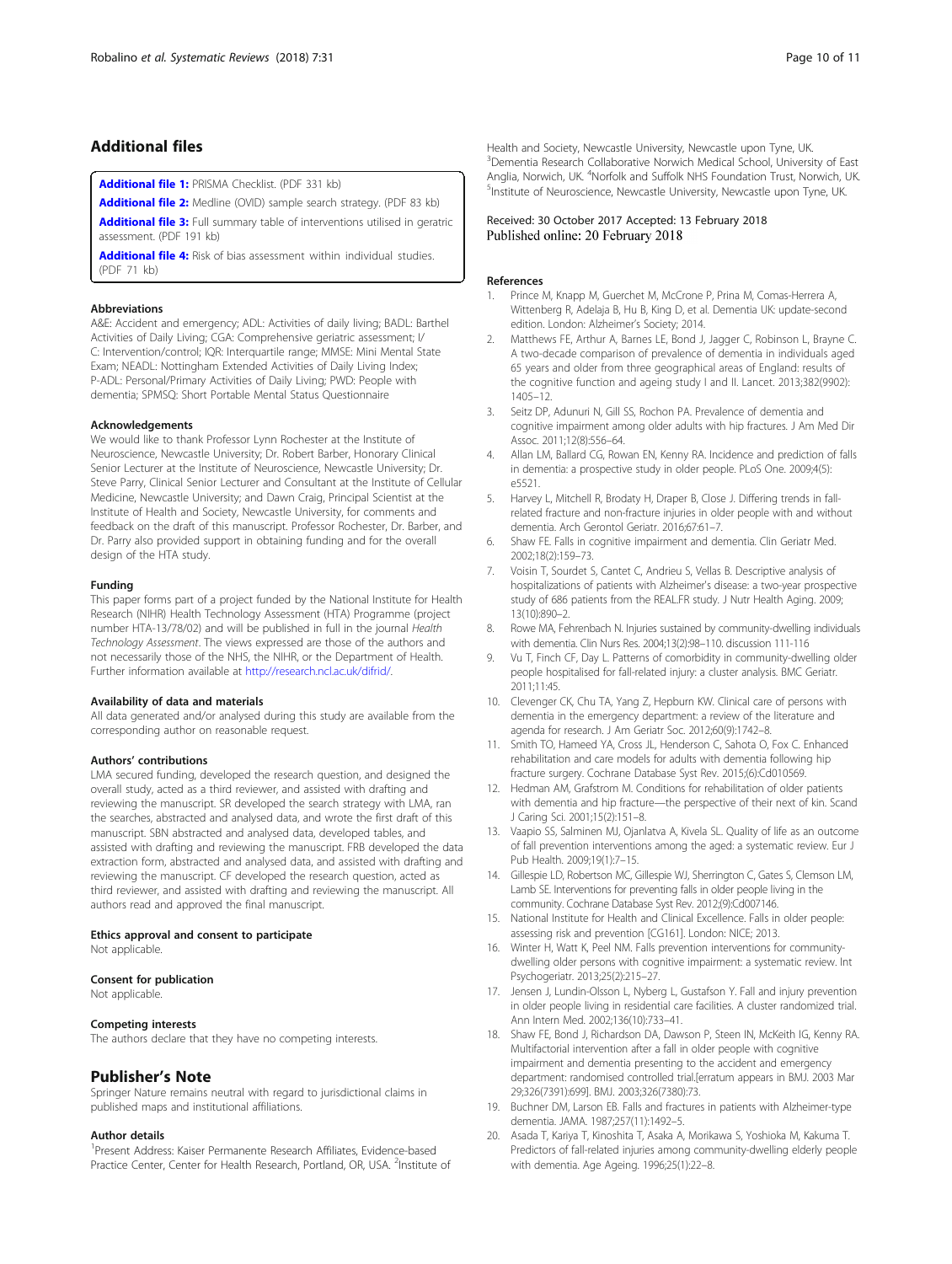## Additional files

**Additional file 1:** PRISMA Checklist. (PDF 331 kb)

**Additional file 2:** Medline (OVID) sample search strategy. (PDF 83 kb)

**Additional file 3:** Full summary table of interventions utilised in geratric assessment. (PDF 191 kb)

**Additional file 4:** Risk of bias assessment within individual studies. (PDF 71 kb)

### Abbreviations

A&E: Accident and emergency; ADL: Activities of daily living; BADL: Barthel Activities of Daily Living; CGA: Comprehensive geriatric assessment; I/C: Intervention/control; IQR: Interquartile range; MMSE: Mini Mental State Exam; NEADL: Nottingham Extended Activities of Daily Living Index; P-ADL: Personal/Primary Activities of Daily Living; PWD: People with dementia; SPMSQ: Short Portable Mental Status Questionnaire

### Acknowledgements

We would like to thank Professor Lynn Rochester at the Institute of Neuroscience, Newcastle University; Dr. Robert Barber, Honorary Clinical Senior Lecturer at the Institute of Neuroscience, Newcastle University; Dr. Steve Parry, Clinical Senior Lecturer and Consultant at the Institute of Cellular Medicine, Newcastle University; and Dawn Craig, Principal Scientist at the Institute of Health and Society, Newcastle University, for comments and feedback on the draft of this manuscript. Professor Rochester, Dr. Barber, and Dr. Parry also provided support in obtaining funding and for the overall design of the HTA study.

### Funding

This paper forms part of a project funded by the National Institute for Health Research (NIHR) Health Technology Assessment (HTA) Programme (project number HTA-13/78/02) and will be published in full in the journal *Health Technology Assessment*. The views expressed are those of the authors and not necessarily those of the NHS, the NIHR, or the Department of Health. Further information available at http://research.ncl.ac.uk/difrid/.

### Availability of data and materials

All data generated and/or analysed during this study are available from the corresponding author on reasonable request.

### Authors' contributions

LMA secured funding, developed the research question, and designed the overall study, acted as a third reviewer, and assisted with drafting and reviewing the manuscript. SR developed the search strategy with LMA, ran the searches, abstracted and analysed data, and wrote the first draft of this manuscript. SBN abstracted and analysed data, developed tables, and assisted with drafting and reviewing the manuscript. FRB developed the data extraction form, abstracted and analysed data, and assisted with drafting and reviewing the manuscript. CF developed the research question, acted as third reviewer, and assisted with drafting and reviewing the manuscript. All authors read and approved the final manuscript.

### Ethics approval and consent to participate

Not applicable.

### Consent for publication

Not applicable.

### Competing interests

The authors declare that they have no competing interests.

## Publisher's Note

Springer Nature remains neutral with regard to jurisdictional claims in published maps and institutional affiliations.

### Author details

[1]Present Address: Kaiser Permanente Research Affiliates, Evidence-based Practice Center, Center for Health Research, Portland, OR, USA. [2]Institute of Health and Society, Newcastle University, Newcastle upon Tyne, UK. [3]Dementia Research Collaborative Norwich Medical School, University of East Anglia, Norwich, UK. [4]Norfolk and Suffolk NHS Foundation Trust, Norwich, UK. [5]Institute of Neuroscience, Newcastle University, Newcastle upon Tyne, UK.

Received: 30 October 2017 Accepted: 13 February 2018
Published online: 20 February 2018

### References

1. Prince M, Knapp M, Guerchet M, McCrone P, Prina M, Comas-Herrera A, Wittenberg R, Adelaja B, Hu B, King D, et al. Dementia UK: update-second edition. London: Alzheimer's Society; 2014.
2. Matthews FE, Arthur A, Barnes LE, Bond J, Jagger C, Robinson L, Brayne C. A two-decade comparison of prevalence of dementia in individuals aged 65 years and older from three geographical areas of England: results of the cognitive function and ageing study I and II. Lancet. 2013;382(9902):1405–12.
3. Seitz DP, Adunuri N, Gill SS, Rochon PA. Prevalence of dementia and cognitive impairment among older adults with hip fractures. J Am Med Dir Assoc. 2011;12(8):556–64.
4. Allan LM, Ballard CG, Rowan EN, Kenny RA. Incidence and prediction of falls in dementia: a prospective study in older people. PLoS One. 2009;4(5):e5521.
5. Harvey L, Mitchell R, Brodaty H, Draper B, Close J. Differing trends in fall-related fracture and non-fracture injuries in older people with and without dementia. Arch Gerontol Geriatr. 2016;67:61–7.
6. Shaw FE. Falls in cognitive impairment and dementia. Clin Geriatr Med. 2002;18(2):159–73.
7. Voisin T, Sourdet S, Cantet C, Andrieu S, Vellas B. Descriptive analysis of hospitalizations of patients with Alzheimer's disease: a two-year prospective study of 686 patients from the REAL.FR study. J Nutr Health Aging. 2009;13(10):890–2.
8. Rowe MA, Fehrenbach N. Injuries sustained by community-dwelling individuals with dementia. Clin Nurs Res. 2004;13(2):98–110. discussion 111-116
9. Vu T, Finch CF, Day L. Patterns of comorbidity in community-dwelling older people hospitalised for fall-related injury: a cluster analysis. BMC Geriatr. 2011;11:45.
10. Clevenger CK, Chu TA, Yang Z, Hepburn KW. Clinical care of persons with dementia in the emergency department: a review of the literature and agenda for research. J Am Geriatr Soc. 2012;60(9):1742–8.
11. Smith TO, Hameed YA, Cross JL, Henderson C, Sahota O, Fox C. Enhanced rehabilitation and care models for adults with dementia following hip fracture surgery. Cochrane Database Syst Rev. 2015;(6):Cd010569.
12. Hedman AM, Grafstrom M. Conditions for rehabilitation of older patients with dementia and hip fracture—the perspective of their next of kin. Scand J Caring Sci. 2001;15(2):151–8.
13. Vaapio SS, Salminen MJ, Ojanlatva A, Kivela SL. Quality of life as an outcome of fall prevention interventions among the aged: a systematic review. Eur J Pub Health. 2009;19(1):7–15.
14. Gillespie LD, Robertson MC, Gillespie WJ, Sherrington C, Gates S, Clemson LM, Lamb SE. Interventions for preventing falls in older people living in the community. Cochrane Database Syst Rev. 2012;(9):Cd007146.
15. National Institute for Health and Clinical Excellence. Falls in older people: assessing risk and prevention [CG161]. London: NICE; 2013.
16. Winter H, Watt K, Peel NM. Falls prevention interventions for community-dwelling older persons with cognitive impairment: a systematic review. Int Psychogeriatr. 2013;25(2):215–27.
17. Jensen J, Lundin-Olsson L, Nyberg L, Gustafson Y. Fall and injury prevention in older people living in residential care facilities. A cluster randomized trial. Ann Intern Med. 2002;136(10):733–41.
18. Shaw FE, Bond J, Richardson DA, Dawson P, Steen IN, McKeith IG, Kenny RA. Multifactorial intervention after a fall in older people with cognitive impairment and dementia presenting to the accident and emergency department: randomised controlled trial.[erratum appears in BMJ. 2003 Mar 29;326(7391):699]. BMJ. 2003;326(7380):73.
19. Buchner DM, Larson EB. Falls and fractures in patients with Alzheimer-type dementia. JAMA. 1987;257(11):1492–5.
20. Asada T, Kariya T, Kinoshita T, Asaka A, Morikawa S, Yoshioka M, Kakuma T. Predictors of fall-related injuries among community-dwelling elderly people with dementia. Age Ageing. 1996;25(1):22–8.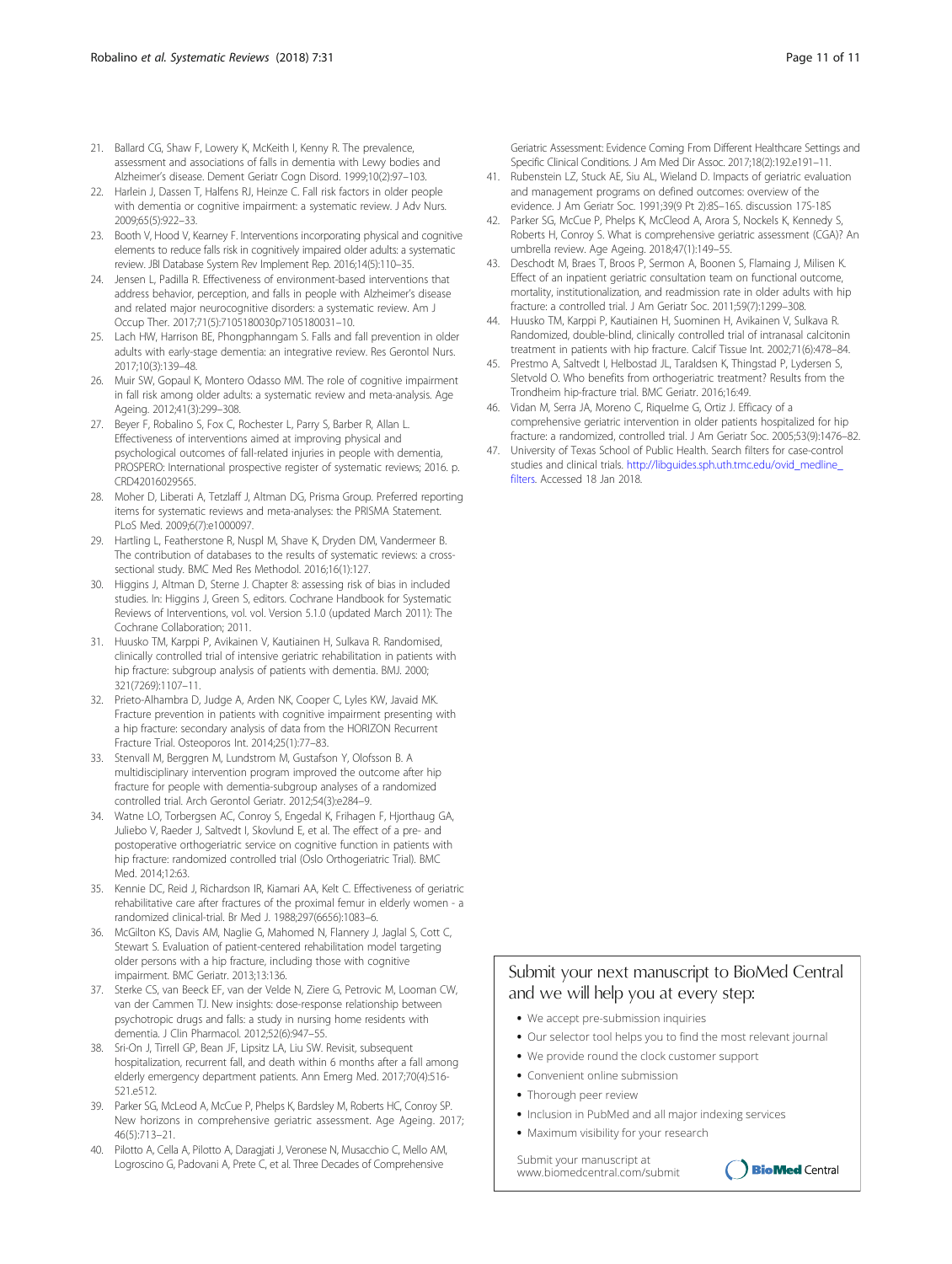21. Ballard CG, Shaw F, Lowery K, McKeith I, Kenny R. The prevalence, assessment and associations of falls in dementia with Lewy bodies and Alzheimer's disease. Dement Geriatr Cogn Disord. 1999;10(2):97–103.
22. Harlein J, Dassen T, Halfens RJ, Heinze C. Fall risk factors in older people with dementia or cognitive impairment: a systematic review. J Adv Nurs. 2009;65(5):922–33.
23. Booth V, Hood V, Kearney F. Interventions incorporating physical and cognitive elements to reduce falls risk in cognitively impaired older adults: a systematic review. JBI Database System Rev Implement Rep. 2016;14(5):110–35.
24. Jensen L, Padilla R. Effectiveness of environment-based interventions that address behavior, perception, and falls in people with Alzheimer's disease and related major neurocognitive disorders: a systematic review. Am J Occup Ther. 2017;71(5):7105180030p7105180031–10.
25. Lach HW, Harrison BE, Phongphanngam S. Falls and fall prevention in older adults with early-stage dementia: an integrative review. Res Gerontol Nurs. 2017;10(3):139–48.
26. Muir SW, Gopaul K, Montero Odasso MM. The role of cognitive impairment in fall risk among older adults: a systematic review and meta-analysis. Age Ageing. 2012;41(3):299–308.
27. Beyer F, Robalino S, Fox C, Rochester L, Parry S, Barber R, Allan L. Effectiveness of interventions aimed at improving physical and psychological outcomes of fall-related injuries in people with dementia, PROSPERO: International prospective register of systematic reviews; 2016. p. CRD42016029565.
28. Moher D, Liberati A, Tetzlaff J, Altman DG, Prisma Group. Preferred reporting items for systematic reviews and meta-analyses: the PRISMA Statement. PLoS Med. 2009;6(7):e1000097.
29. Hartling L, Featherstone R, Nuspl M, Shave K, Dryden DM, Vandermeer B. The contribution of databases to the results of systematic reviews: a cross-sectional study. BMC Med Res Methodol. 2016;16(1):127.
30. Higgins J, Altman D, Sterne J. Chapter 8: assessing risk of bias in included studies. In: Higgins J, Green S, editors. Cochrane Handbook for Systematic Reviews of Interventions, vol. vol. Version 5.1.0 (updated March 2011): The Cochrane Collaboration; 2011.
31. Huusko TM, Karppi P, Avikainen V, Kautiainen H, Sulkava R. Randomised, clinically controlled trial of intensive geriatric rehabilitation in patients with hip fracture: subgroup analysis of patients with dementia. BMJ. 2000; 321(7269):1107–11.
32. Prieto-Alhambra D, Judge A, Arden NK, Cooper C, Lyles KW, Javaid MK. Fracture prevention in patients with cognitive impairment presenting with a hip fracture: secondary analysis of data from the HORIZON Recurrent Fracture Trial. Osteoporos Int. 2014;25(1):77–83.
33. Stenvall M, Berggren M, Lundstrom M, Gustafson Y, Olofsson B. A multidisciplinary intervention program improved the outcome after hip fracture for people with dementia-subgroup analyses of a randomized controlled trial. Arch Gerontol Geriatr. 2012;54(3):e284–9.
34. Watne LO, Torbergsen AC, Conroy S, Engedal K, Frihagen F, Hjorthaug GA, Juliebo V, Raeder J, Saltvedt I, Skovlund E, et al. The effect of a pre- and postoperative orthogeriatric service on cognitive function in patients with hip fracture: randomized controlled trial (Oslo Orthogeriatric Trial). BMC Med. 2014;12:63.
35. Kennie DC, Reid J, Richardson IR, Kiamari AA, Kelt C. Effectiveness of geriatric rehabilitative care after fractures of the proximal femur in elderly women - a randomized clinical-trial. Br Med J. 1988;297(6656):1083–6.
36. McGilton KS, Davis AM, Naglie G, Mahomed N, Flannery J, Jaglal S, Cott C, Stewart S. Evaluation of patient-centered rehabilitation model targeting older persons with a hip fracture, including those with cognitive impairment. BMC Geriatr. 2013;13:136.
37. Sterke CS, van Beeck EF, van der Velde N, Ziere G, Petrovic M, Looman CW, van der Cammen TJ. New insights: dose-response relationship between psychotropic drugs and falls: a study in nursing home residents with dementia. J Clin Pharmacol. 2012;52(6):947–55.
38. Sri-On J, Tirrell GP, Bean JF, Lipsitz LA, Liu SW. Revisit, subsequent hospitalization, recurrent fall, and death within 6 months after a fall among elderly emergency department patients. Ann Emerg Med. 2017;70(4):516-521.e512.
39. Parker SG, McLeod A, McCue P, Phelps K, Bardsley M, Roberts HC, Conroy SP. New horizons in comprehensive geriatric assessment. Age Ageing. 2017; 46(5):713–21.
40. Pilotto A, Cella A, Pilotto A, Daragjati J, Veronese N, Musacchio C, Mello AM, Logroscino G, Padovani A, Prete C, et al. Three Decades of Comprehensive Geriatric Assessment: Evidence Coming From Different Healthcare Settings and Specific Clinical Conditions. J Am Med Dir Assoc. 2017;18(2):192.e191–11.
41. Rubenstein LZ, Stuck AE, Siu AL, Wieland D. Impacts of geriatric evaluation and management programs on defined outcomes: overview of the evidence. J Am Geriatr Soc. 1991;39(9 Pt 2):8S–16S. discussion 17S-18S
42. Parker SG, McCue P, Phelps K, McCleod A, Arora S, Nockels K, Kennedy S, Roberts H, Conroy S. What is comprehensive geriatric assessment (CGA)? An umbrella review. Age Ageing. 2018;47(1):149–55.
43. Deschodt M, Braes T, Broos P, Sermon A, Boonen S, Flamaing J, Milisen K. Effect of an inpatient geriatric consultation team on functional outcome, mortality, institutionalization, and readmission rate in older adults with hip fracture: a controlled trial. J Am Geriatr Soc. 2011;59(7):1299–308.
44. Huusko TM, Karppi P, Kautiainen H, Suominen H, Avikainen V, Sulkava R. Randomized, double-blind, clinically controlled trial of intranasal calcitonin treatment in patients with hip fracture. Calcif Tissue Int. 2002;71(6):478–84.
45. Prestmo A, Saltvedt I, Helbostad JL, Taraldsen K, Thingstad P, Lydersen S, Sletvold O. Who benefits from orthogeriatric treatment? Results from the Trondheim hip-fracture trial. BMC Geriatr. 2016;16:49.
46. Vidan M, Serra JA, Moreno C, Riquelme G, Ortiz J. Efficacy of a comprehensive geriatric intervention in older patients hospitalized for hip fracture: a randomized, controlled trial. J Am Geriatr Soc. 2005;53(9):1476–82.
47. University of Texas School of Public Health. Search filters for case-control studies and clinical trials. http://libguides.sph.uth.tmc.edu/ovid_medline_filters. Accessed 18 Jan 2018.

Submit your next manuscript to BioMed Central and we will help you at every step:

- We accept pre-submission inquiries
- Our selector tool helps you to find the most relevant journal
- We provide round the clock customer support
- Convenient online submission
- Thorough peer review
- Inclusion in PubMed and all major indexing services
- Maximum visibility for your research

Submit your manuscript at www.biomedcentral.com/submit

BioMed Central